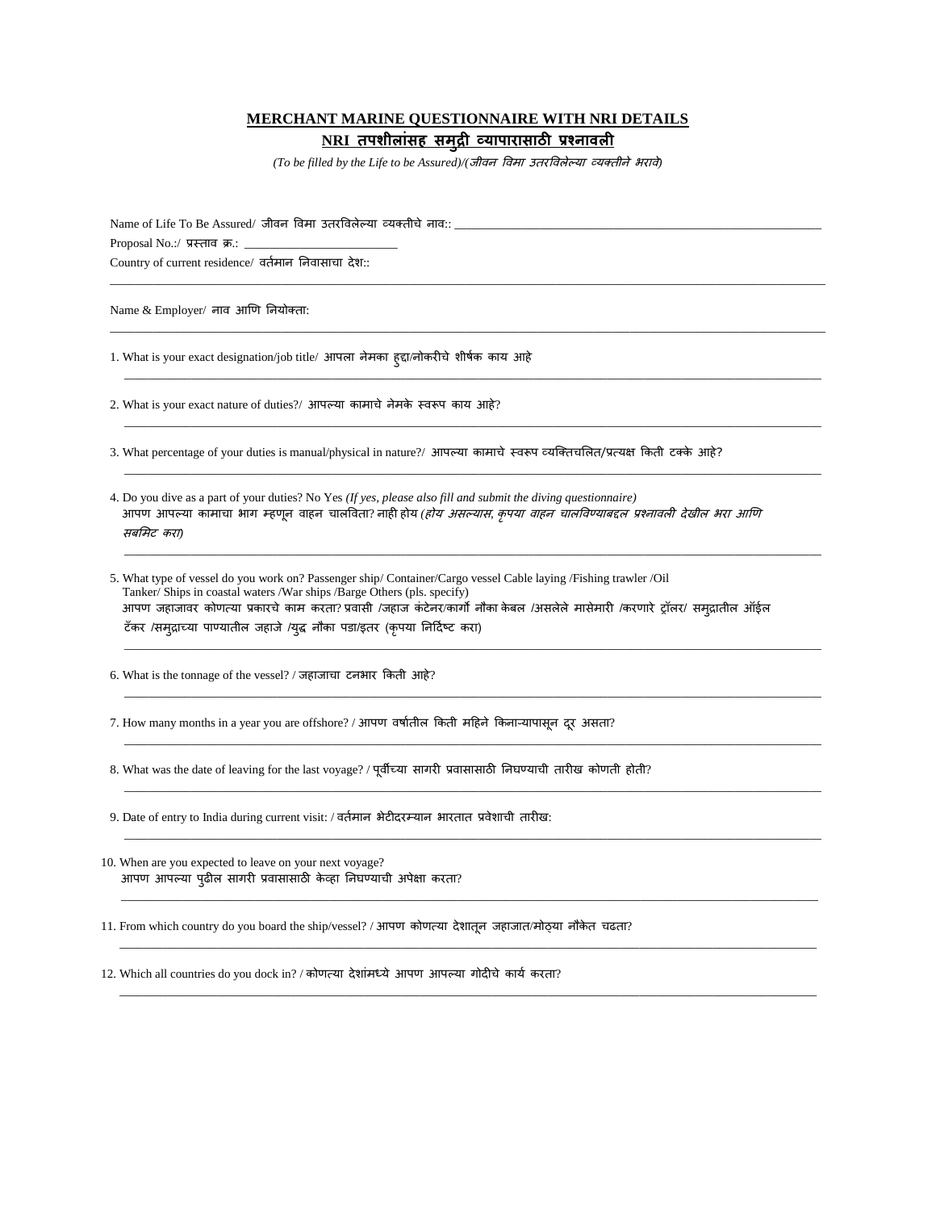**MERCHANT MARINE QUESTIONNAIRE WITH NRI DETAILS**

**NRI तपशीलांसह समुद्री व्यापारासाठी प्रश्नावली**

*(To be filled by the Life to be Assured)/(जीवन विमा उतरविलेल्या व्यक्तीने भरावे)*

Name of Life To Be Assured/ जीवन विमा उतरविलेल्या व्यक्तीचे नाव:: ______________________________

Proposal No.:/ प्रस्ताव क्र.: __________________________

Country of current residence/ वर्तमान निवासाचा देश::

---

Name & Employer/ नाव आणि नियोक्ता:

---

1. What is your exact designation/job title/ आपला नेमका हुद्दा/नोकरीचे शीर्षक काय आहे

   ______________________________

2. What is your exact nature of duties?/ आपल्या कामाचे नेमके स्वरूप काय आहे?

   ______________________________

3. What percentage of your duties is manual/physical in nature?/ आपल्या कामाचे स्वरूप व्यक्तिचलित/प्रत्यक्ष किती टक्के आहे?

   ______________________________

4. Do you dive as a part of your duties? No Yes *(If yes, please also fill and submit the diving questionnaire)*
   आपण आपल्या कामाचा भाग म्हणून वाहन चालविता? नाही होय *(होय असल्यास, कृपया वाहन चालविण्याबद्दल प्रश्नावली देखील भरा आणि सबमिट करा)*

   ______________________________

5. What type of vessel do you work on? Passenger ship/ Container/Cargo vessel Cable laying /Fishing trawler /Oil Tanker/ Ships in coastal waters /War ships /Barge Others (pls. specify)
   आपण जहाजावर कोणत्या प्रकारचे काम करता? प्रवासी /जहाज कंटेनर/कार्गो नौका केबल /असलेले मासेमारी /करणारे ट्रॉलर/ समुद्रातील ऑईल टँकर /समुद्राच्या पाण्यातील जहाजे /युद्ध नौका पडा/इतर (कृपया निर्दिष्ट करा)

   ______________________________

6. What is the tonnage of the vessel? / जहाजाचा टनभार किती आहे?

   ______________________________

7. How many months in a year you are offshore? / आपण वर्षातील किती महिने किनाऱ्यापासून दूर असता?

   ______________________________

8. What was the date of leaving for the last voyage? / पूर्वीच्या सागरी प्रवासासाठी निघण्याची तारीख कोणती होती?

   ______________________________

9. Date of entry to India during current visit: / वर्तमान भेटीदरम्यान भारतात प्रवेशाची तारीख:

   ______________________________

10. When are you expected to leave on your next voyage?
    आपण आपल्या पुढील सागरी प्रवासासाठी केव्हा निघण्याची अपेक्षा करता?

    ______________________________

11. From which country do you board the ship/vessel? / आपण कोणत्या देशातून जहाजात/मोठ्या नौकेत चढता?

    ______________________________

12. Which all countries do you dock in? / कोणत्या देशांमध्ये आपण आपल्या गोदीचे कार्य करता?

    ______________________________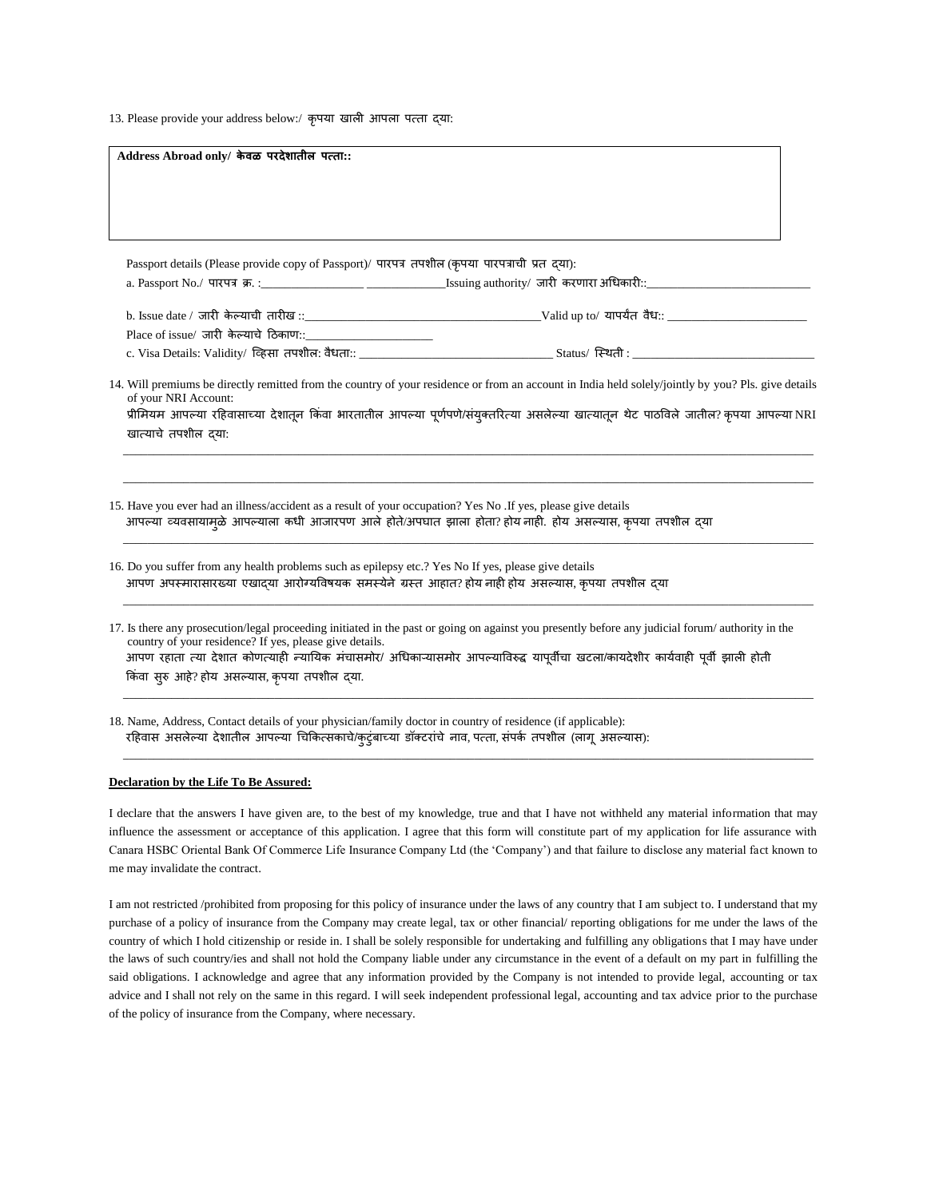13. Please provide your address below:/ कृपया खाली आपला पत्ता द्या:

| **Address Abroad only/ केवळ परदेशातील पत्ता::** |
| --- |
| |

Passport details (Please provide copy of Passport)/ पारपत्र तपशील (कृपया पारपत्राची प्रत द्या):

a. Passport No./ पारपत्र क्र. :_________________ _____________Issuing authority/ जारी करणारा अधिकारी::___________________________

b. Issue date / जारी केल्याची तारीख ::______________________________________Valid up to/ यापर्यंत वैध:: _______________________

Place of issue/ जारी केल्याचे ठिकाण::_____________________

c. Visa Details: Validity/ व्हिसा तपशील: वैधता:: ________________________________ Status/ स्थिती : ______________________________

14. Will premiums be directly remitted from the country of your residence or from an account in India held solely/jointly by you? Pls. give details of your NRI Account:
प्रीमियम आपल्या रहिवासाच्या देशातून किंवा भारतातील आपल्या पूर्णपणे/संयुक्तरित्या असलेल्या खात्यातून थेट पाठविले जातील? कृपया आपल्या NRI खात्याचे तपशील द्या:

_______________________________________________________________________________________________________________

_______________________________________________________________________________________________________________

15. Have you ever had an illness/accident as a result of your occupation? Yes No .If yes, please give details
आपल्या व्यवसायामुळे आपल्याला कधी आजारपण आले होते/अपघात झाला होता? होय नाही. होय असल्यास, कृपया तपशील द्या

_______________________________________________________________________________________________________________

16. Do you suffer from any health problems such as epilepsy etc.? Yes No If yes, please give details
आपण अपस्मारासारख्या एखाद्या आरोग्यविषयक समस्येने ग्रस्त आहात? होय नाही होय असल्यास, कृपया तपशील द्या

_______________________________________________________________________________________________________________

17. Is there any prosecution/legal proceeding initiated in the past or going on against you presently before any judicial forum/ authority in the country of your residence? If yes, please give details.
आपण रहाता त्या देशात कोणत्याही न्यायिक मंचासमोर/ अधिकाऱ्यासमोर आपल्याविरुद्ध यापूर्वीचा खटला/कायदेशीर कार्यवाही पूर्वी झाली होती किंवा सुरु आहे? होय असल्यास, कृपया तपशील द्या.

_______________________________________________________________________________________________________________

18. Name, Address, Contact details of your physician/family doctor in country of residence (if applicable):
रहिवास असलेल्या देशातील आपल्या चिकित्सकाचे/कुटुंबाच्या डॉक्टरांचे नाव, पत्ता, संपर्क तपशील (लागू असल्यास):

_______________________________________________________________________________________________________________

**Declaration by the Life To Be Assured:**

I declare that the answers I have given are, to the best of my knowledge, true and that I have not withheld any material information that may influence the assessment or acceptance of this application. I agree that this form will constitute part of my application for life assurance with Canara HSBC Oriental Bank Of Commerce Life Insurance Company Ltd (the 'Company') and that failure to disclose any material fact known to me may invalidate the contract.

I am not restricted /prohibited from proposing for this policy of insurance under the laws of any country that I am subject to. I understand that my purchase of a policy of insurance from the Company may create legal, tax or other financial/ reporting obligations for me under the laws of the country of which I hold citizenship or reside in. I shall be solely responsible for undertaking and fulfilling any obligations that I may have under the laws of such country/ies and shall not hold the Company liable under any circumstance in the event of a default on my part in fulfilling the said obligations. I acknowledge and agree that any information provided by the Company is not intended to provide legal, accounting or tax advice and I shall not rely on the same in this regard. I will seek independent professional legal, accounting and tax advice prior to the purchase of the policy of insurance from the Company, where necessary.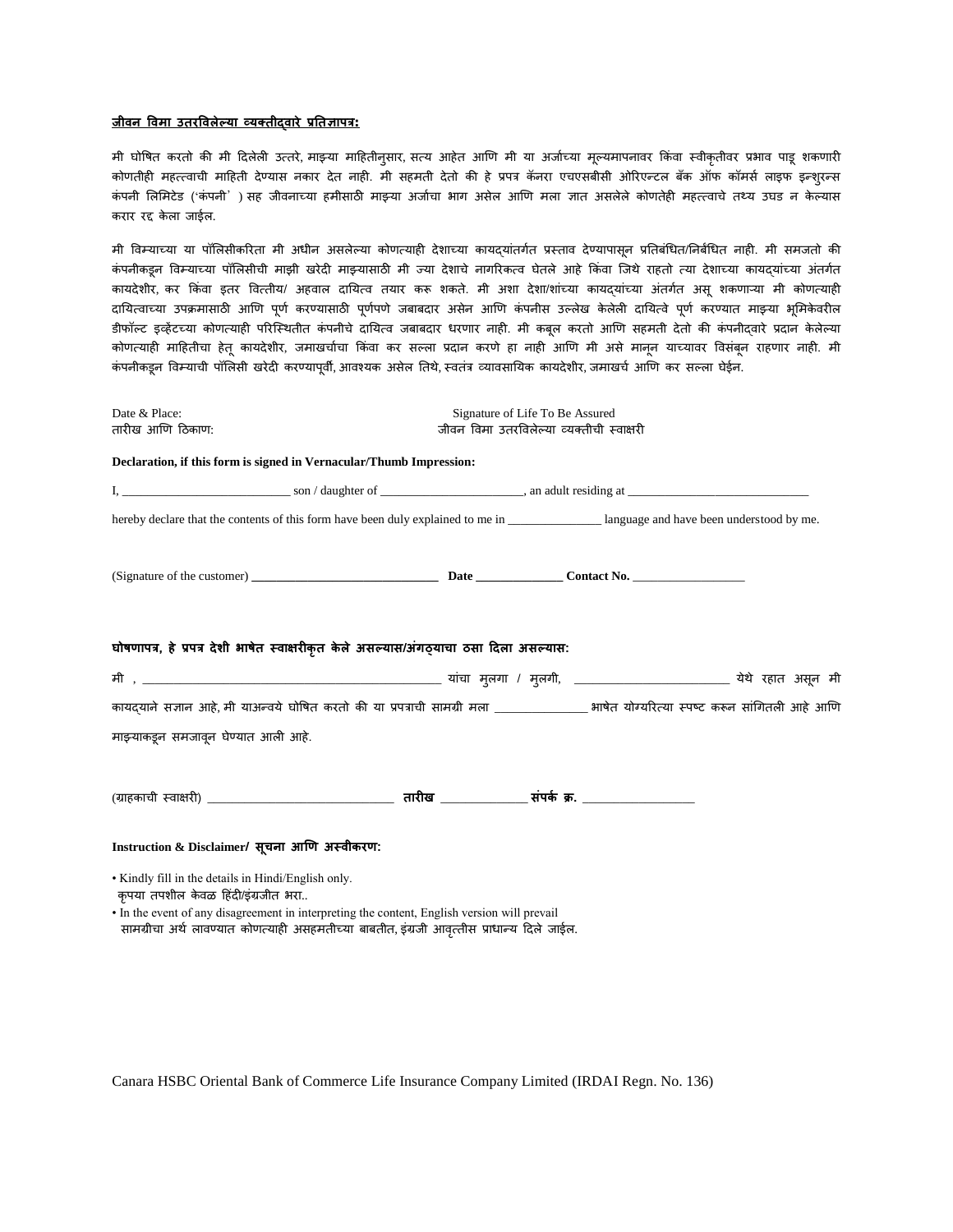**<u>जीवन विमा उतरविलेल्या व्यक्तीद्वारे प्रतिज्ञापत्र:</u>**

मी घोषित करतो की मी दिलेली उत्तरे, माझ्या माहितीनुसार, सत्य आहेत आणि मी या अर्जाच्या मूल्यमापनावर किंवा स्वीकृतीवर प्रभाव पाडू शकणारी कोणतीही महत्त्वाची माहिती देण्यास नकार देत नाही. मी सहमती देतो की हे प्रपत्र कॅनरा एचएसबीसी ओरिएन्टल बँक ऑफ कॉमर्स लाइफ इन्शुरन्स कंपनी लिमिटेड ('कंपनी') सह जीवनाच्या हमीसाठी माझ्या अर्जाचा भाग असेल आणि मला ज्ञात असलेले कोणतेही महत्त्वाचे तथ्य उघड न केल्यास करार रद्द केला जाईल.

मी विम्याच्या या पॉलिसीकरिता मी अधीन असलेल्या कोणत्याही देशाच्या कायद्यांतर्गत प्रस्ताव देण्यापासून प्रतिबंधित/निर्बंधित नाही. मी समजतो की कंपनीकडून विम्याच्या पॉलिसीची माझी खरेदी माझ्यासाठी मी ज्या देशाचे नागरिकत्व घेतले आहे किंवा जिथे राहतो त्या देशाच्या कायद्यांच्या अंतर्गत कायदेशीर, कर किंवा इतर वित्तीय/ अहवाल दायित्व तयार करू शकते. मी अशा देशा/शांच्या कायद्यांच्या अंतर्गत असू शकणाऱ्या मी कोणत्याही दायित्वाच्या उपक्रमासाठी आणि पूर्ण करण्यासाठी पूर्णपणे जबाबदार असेन आणि कंपनीस उल्लेख केलेली दायित्वे पूर्ण करण्यात माझ्या भूमिकेवरील डीफॉल्ट इव्हेंटच्या कोणत्याही परिस्थितीत कंपनीचे दायित्व जबाबदार धरणार नाही. मी कबूल करतो आणि सहमती देतो की कंपनीद्वारे प्रदान केलेल्या कोणत्याही माहितीचा हेतू कायदेशीर, जमाखर्चाचा किंवा कर सल्ला प्रदान करणे हा नाही आणि मी असे मानून याच्यावर विसंबून राहणार नाही. मी कंपनीकडून विम्याची पॉलिसी खरेदी करण्यापूर्वी, आवश्यक असेल तिथे, स्वतंत्र व्यावसायिक कायदेशीर, जमाखर्च आणि कर सल्ला घेईन.

Date & Place:
तारीख आणि ठिकाण:

Signature of Life To Be Assured
जीवन विमा उतरविलेल्या व्यक्तीची स्वाक्षरी

**Declaration, if this form is signed in Vernacular/Thumb Impression:**

I, ___________________________ son / daughter of _______________________, an adult residing at ______________________________

hereby declare that the contents of this form have been duly explained to me in _______________ language and have been understood by me.

(Signature of the customer) **_______________________________ Date ______________ Contact No.** __________________

**घोषणापत्र, हे प्रपत्र देशी भाषेत स्वाक्षरीकृत केले असल्यास/अंगठ्याचा ठसा दिला असल्यास:**

मी , __________________________________________________ यांचा मुलगा / मुलगी, _________________________ येथे रहात असून मी कायद्याने सज्ञान आहे, मी याअन्वये घोषित करतो की या प्रपत्राची सामग्री मला _______________ भाषेत योग्यरित्या स्पष्ट करून सांगितली आहे आणि माझ्याकडून समजावून घेण्यात आली आहे.

(ग्राहकाची स्वाक्षरी) ______________________________ **तारीख** ______________ **संपर्क क्र.** __________________

**Instruction & Disclaimer/ सूचना आणि अस्वीकरण:**

- Kindly fill in the details in Hindi/English only.
  कृपया तपशील केवळ हिंदी/इंग्रजीत भरा..
- In the event of any disagreement in interpreting the content, English version will prevail
  सामग्रीचा अर्थ लावण्यात कोणत्याही असहमतीच्या बाबतीत, इंग्रजी आवृत्तीस प्राधान्य दिले जाईल.

Canara HSBC Oriental Bank of Commerce Life Insurance Company Limited (IRDAI Regn. No. 136)